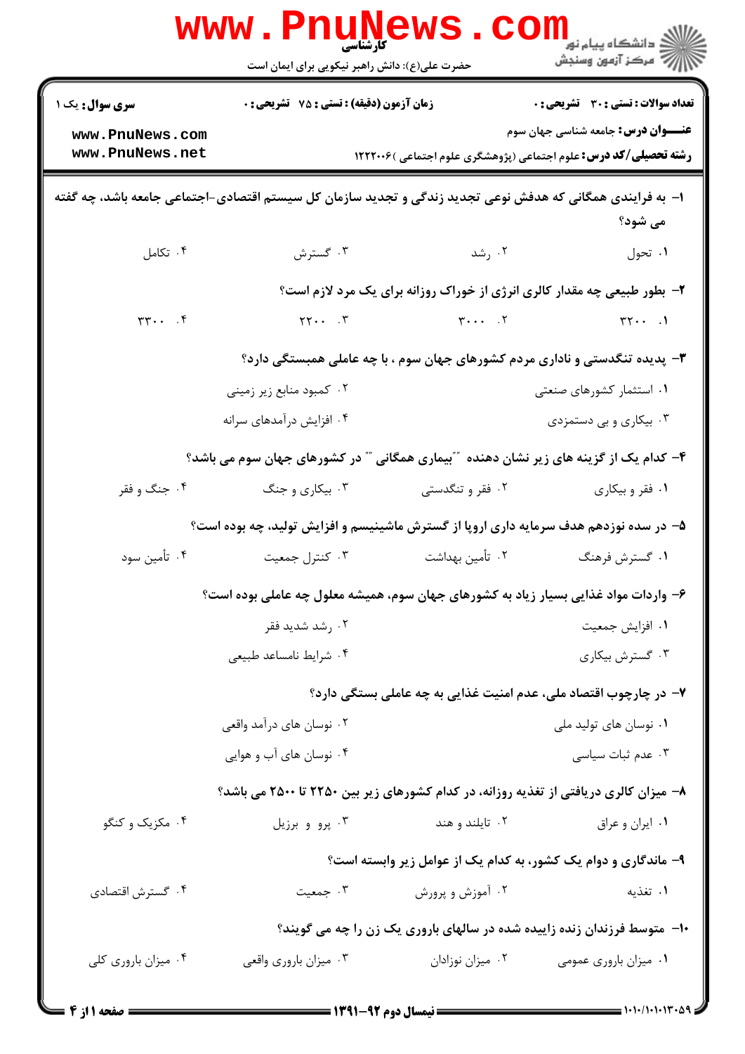کارشناسی

حضرت علی(ع): دانش راهبر نیکویی برای ایمان است

دانشگاه پیام نور
مرکز آزمون وسنجش

**سری سوال:** یک ۱

**زمان آزمون (دقیقه) : تستی : ۷۵ تشریحی : ۰**

**تعداد سوالات : تستی : ۳۰ تشریحی : ۰**

**عنـــوان درس:** جامعه شناسی جهان سوم

**رشته تحصیلی/کد درس:** علوم اجتماعی (پژوهشگری علوم اجتماعی )۱۲۲۲۰۰۶

**۱-** به فرایندی همگانی که هدفش نوعی تجدید زندگی و تجدید سازمان کل سیستم اقتصادی-اجتماعی جامعه باشد، چه گفته می شود؟

۱. تحول
۲. رشد
۳. گسترش
۴. تکامل

**۲-** بطور طبیعی چه مقدار کالری انرژی از خوراک روزانه برای یک مرد لازم است؟

۱. ۳۲۰۰
۲. ۳۰۰۰
۳. ۲۲۰۰
۴. ۳۳۰۰

**۳-** پدیده تنگدستی و ناداری مردم کشورهای جهان سوم ، با چه عاملی همبستگی دارد؟

۱. استثمار کشورهای صنعتی
۲. کمبود منابع زیر زمینی
۳. بیکاری و بی دستمزدی
۴. افزایش درآمدهای سرانه

**۴-** کدام یک از گزینه های زیر نشان دهنده "بیماری همگانی" در کشورهای جهان سوم می باشد؟

۱. فقر و بیکاری
۲. فقر و تنگدستی
۳. بیکاری و جنگ
۴. جنگ و فقر

**۵-** در سده نوزدهم هدف سرمایه داری اروپا از گسترش ماشینیسم و افزایش تولید، چه بوده است؟

۱. گسترش فرهنگ
۲. تأمین بهداشت
۳. کنترل جمعیت
۴. تأمین سود

**۶-** واردات مواد غذایی بسیار زیاد به کشورهای جهان سوم، همیشه معلول چه عاملی بوده است؟

۱. افزایش جمعیت
۲. رشد شدید فقر
۳. گسترش بیکاری
۴. شرایط نامساعد طبیعی

**۷-** در چارچوب اقتصاد ملی، عدم امنیت غذایی به چه عاملی بستگی دارد؟

۱. نوسان های تولید ملی
۲. نوسان های درآمد واقعی
۳. عدم ثبات سیاسی
۴. نوسان های آب و هوایی

**۸-** میزان کالری دریافتی از تغذیه روزانه، در کدام کشورهای زیر بین ۲۲۵۰ تا ۲۵۰۰ می باشد؟

۱. ایران و عراق
۲. تایلند و هند
۳. پرو و برزیل
۴. مکزیک و کنگو

**۹-** ماندگاری و دوام یک کشور، به کدام یک از عوامل زیر وابسته است؟

۱. تغذیه
۲. آموزش و پرورش
۳. جمعیت
۴. گسترش اقتصادی

**۱۰-** متوسط فرزندان زنده زاییده شده در سالهای باروری یک زن را چه می گویند؟

۱. میزان باروری عمومی
۲. میزان نوزادان
۳. میزان باروری واقعی
۴. میزان باروری کلی

نیمسال دوم ۹۲-۱۳۹۱

۱۰۱۰/۱۰۱۰۱۳۰۵۹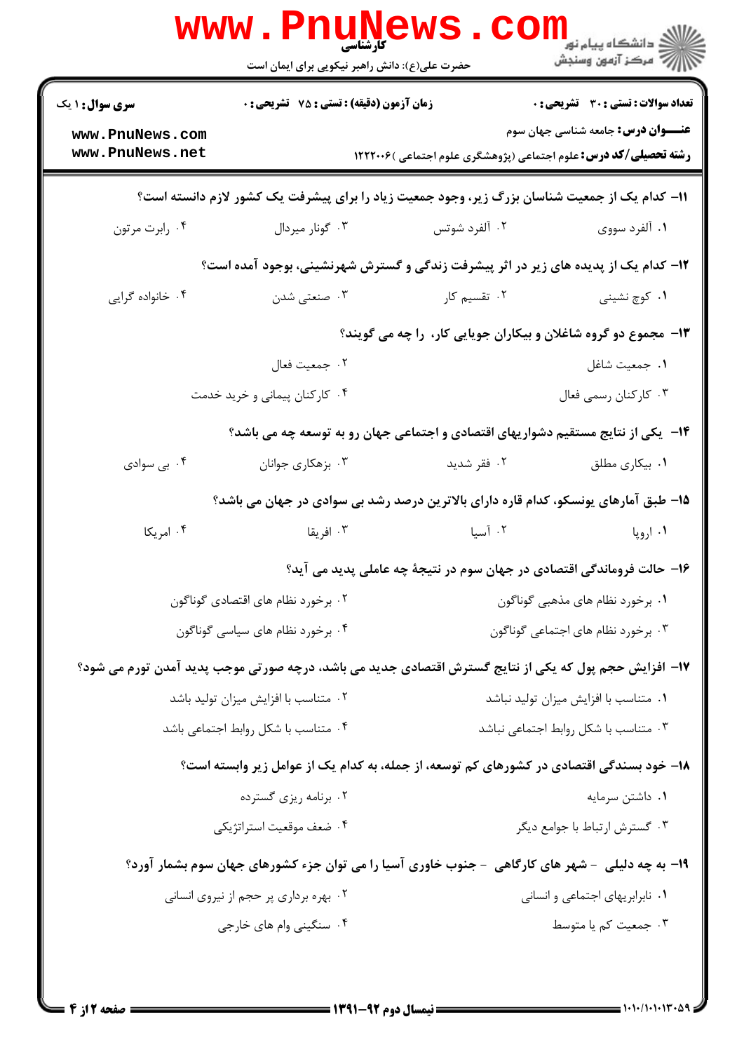**سری سوال:** ۱ یک | **زمان آزمون (دقیقه) : تستی : ۷۵ تشریحی : ۰** | **تعداد سوالات : تستی : ۳۰ تشریحی : ۰**

**عنـــوان درس:** جامعه شناسی جهان سوم

**رشته تحصیلی/کد درس:** علوم اجتماعی (پژوهشگری علوم اجتماعی )۱۲۲۲۰۰۶

۱۱- کدام یک از جمعیت شناسان بزرگ زیر، وجود جمعیت زیاد را برای پیشرفت یک کشور لازم دانسته است؟

۱. آلفرد سووی
۲. آلفرد شوتس
۳. گونار میردال
۴. رابرت مرتون

۱۲- کدام یک از پدیده های زیر در اثر پیشرفت زندگی و گسترش شهرنشینی، بوجود آمده است؟

۱. کوچ نشینی
۲. تقسیم کار
۳. صنعتی شدن
۴. خانواده گرایی

۱۳- مجموع دو گروه شاغلان و بیکاران جویایی کار، را چه می گویند؟

۱. جمعیت شاغل
۲. جمعیت فعال
۳. کارکنان رسمی فعال
۴. کارکنان پیمانی و خرید خدمت

۱۴- یکی از نتایج مستقیم دشواریهای اقتصادی و اجتماعی جهان رو به توسعه چه می باشد؟

۱. بیکاری مطلق
۲. فقر شدید
۳. بزهکاری جوانان
۴. بی سوادی

۱۵- طبق آمارهای یونسکو، کدام قاره دارای بالاترین درصد رشد بی سوادی در جهان می باشد؟

۱. اروپا
۲. آسیا
۳. افریقا
۴. امریکا

۱۶- حالت فروماندگی اقتصادی در جهان سوم در نتیجهٔ چه عاملی پدید می آید؟

۱. برخورد نظام های مذهبی گوناگون
۲. برخورد نظام های اقتصادی گوناگون
۳. برخورد نظام های اجتماعی گوناگون
۴. برخورد نظام های سیاسی گوناگون

۱۷- افزایش حجم پول که یکی از نتایج گسترش اقتصادی جدید می باشد، درچه صورتی موجب پدید آمدن تورم می شود؟

۱. متناسب با افزایش میزان تولید نباشد
۲. متناسب با افزایش میزان تولید باشد
۳. متناسب با شکل روابط اجتماعی نباشد
۴. متناسب با شکل روابط اجتماعی باشد

۱۸- خود بسندگی اقتصادی در کشورهای کم توسعه، از جمله، به کدام یک از عوامل زیر وابسته است؟

۱. داشتن سرمایه
۲. برنامه ریزی گسترده
۳. گسترش ارتباط با جوامع دیگر
۴. ضعف موقعیت استراتژیکی

۱۹- به چه دلیلی - شهر های کارگاهی - جنوب خاوری آسیا را می توان جزء کشورهای جهان سوم بشمار آورد؟

۱. نابرابریهای اجتماعی و انسانی
۲. بهره برداری پر حجم از نیروی انسانی
۳. جمعیت کم یا متوسط
۴. سنگینی وام های خارجی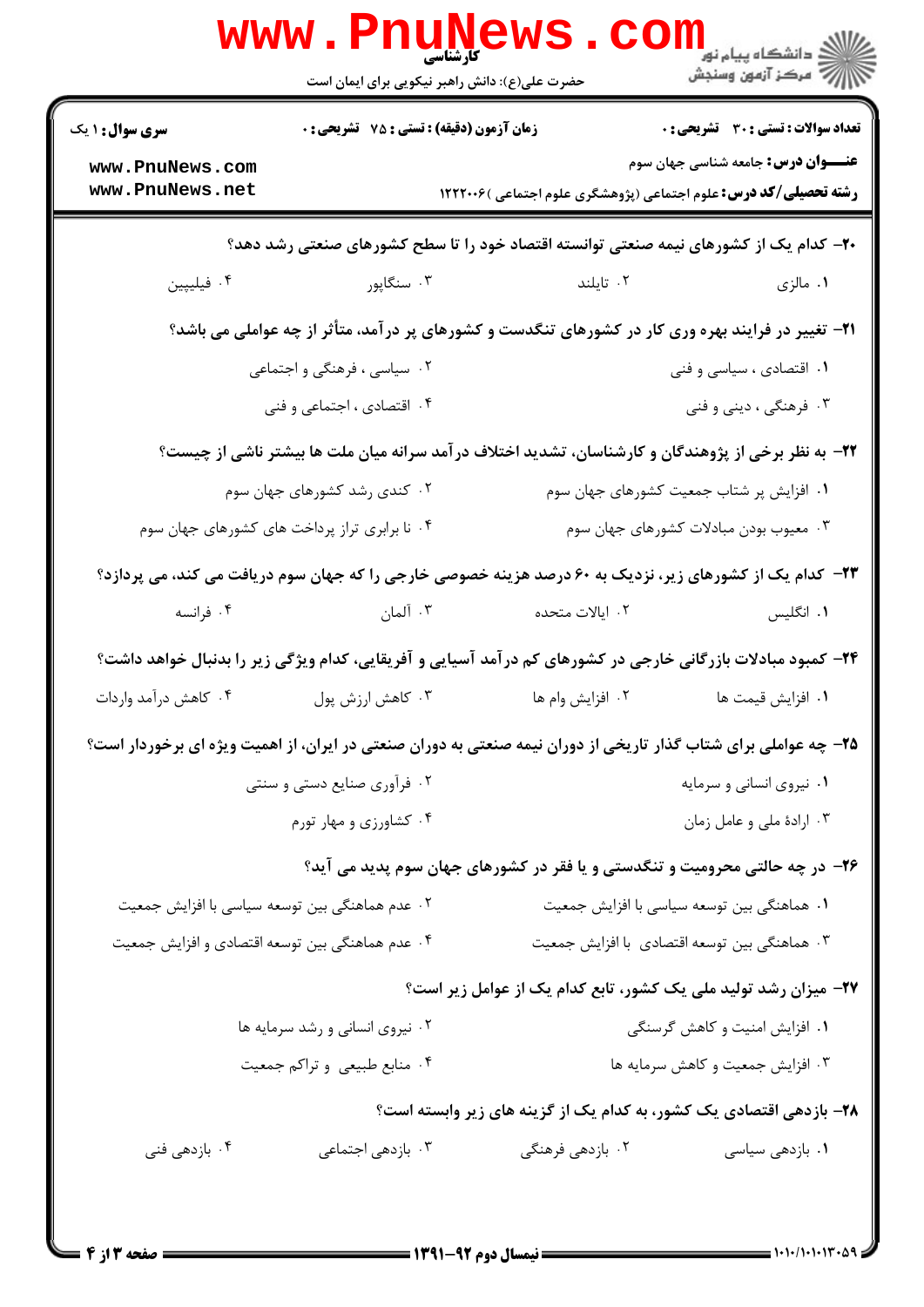**سری سوال:** ۱ یک

**زمان آزمون (دقیقه) : تستی :** ۷۵ **تشریحی :** ۰

**تعداد سوالات : تستی :** ۳۰ **تشریحی :** ۰

**عنـــوان درس:** جامعه شناسی جهان سوم

**رشته تحصیلی/کد درس:** علوم اجتماعی (پژوهشگری علوم اجتماعی )۱۲۲۲۰۰۶

۲۰- کدام یک از کشورهای نیمه صنعتی توانسته اقتصاد خود را تا سطح کشورهای صنعتی رشد دهد؟

۱. مالزی
۲. تایلند
۳. سنگاپور
۴. فیلیپین

۲۱- تغییر در فرایند بهره وری کار در کشورهای تنگدست و کشورهای پر درآمد، متأثر از چه عواملی می باشد؟

۱. اقتصادی ، سیاسی و فنی
۲. سیاسی ، فرهنگی و اجتماعی
۳. فرهنگی ، دینی و فنی
۴. اقتصادی ، اجتماعی و فنی

۲۲- به نظر برخی از پژوهندگان و کارشناسان، تشدید اختلاف درآمد سرانه میان ملت ها بیشتر ناشی از چیست؟

۱. افزایش پر شتاب جمعیت کشورهای جهان سوم
۲. کندی رشد کشورهای جهان سوم
۳. معیوب بودن مبادلات کشورهای جهان سوم
۴. نا برابری تراز پرداخت های کشورهای جهان سوم

۲۳- کدام یک از کشورهای زیر، نزدیک به ۶۰ درصد هزینه خصوصی خارجی را که جهان سوم دریافت می کند، می پردازد؟

۱. انگلیس
۲. ایالات متحده
۳. آلمان
۴. فرانسه

۲۴- کمبود مبادلات بازرگانی خارجی در کشورهای کم درآمد آسیایی و آفریقایی، کدام ویژگی زیر را بدنبال خواهد داشت؟

۱. افزایش قیمت ها
۲. افزایش وام ها
۳. کاهش ارزش پول
۴. کاهش درآمد واردات

۲۵- چه عواملی برای شتاب گذار تاریخی از دوران نیمه صنعتی به دوران صنعتی در ایران، از اهمیت ویژه ای برخوردار است؟

۱. نیروی انسانی و سرمایه
۲. فرآوری صنایع دستی و سنتی
۳. ارادهٔ ملی و عامل زمان
۴. کشاورزی و مهار تورم

۲۶- در چه حالتی محرومیت و تنگدستی و یا فقر در کشورهای جهان سوم پدید می آید؟

۱. هماهنگی بین توسعه سیاسی با افزایش جمعیت
۲. عدم هماهنگی بین توسعه سیاسی با افزایش جمعیت
۳. هماهنگی بین توسعه اقتصادی با افزایش جمعیت
۴. عدم هماهنگی بین توسعه اقتصادی و افزایش جمعیت

۲۷- میزان رشد تولید ملی یک کشور، تابع کدام یک از عوامل زیر است؟

۱. افزایش امنیت و کاهش گرسنگی
۲. نیروی انسانی و رشد سرمایه ها
۳. افزایش جمعیت و کاهش سرمایه ها
۴. منابع طبیعی و تراکم جمعیت

۲۸- بازدهی اقتصادی یک کشور، به کدام یک از گزینه های زیر وابسته است؟

۱. بازدهی سیاسی
۲. بازدهی فرهنگی
۳. بازدهی اجتماعی
۴. بازدهی فنی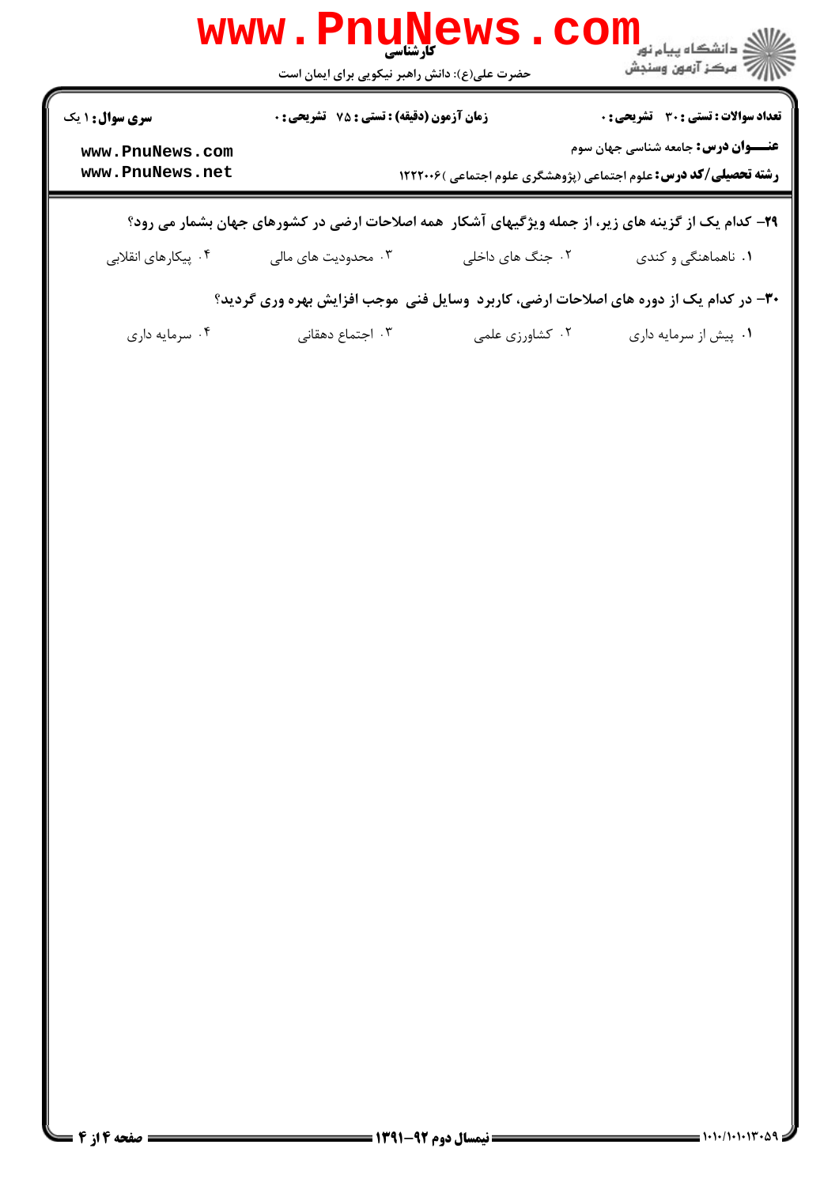۲۹- کدام یک از گزینه های زیر، از جمله ویژگیهای آشکار همه اصلاحات ارضی در کشورهای جهان بشمار می رود؟

۱. ناهماهنگی و کندی
۲. جنگ های داخلی
۳. محدودیت های مالی
۴. پیکارهای انقلابی

۳۰- در کدام یک از دوره های اصلاحات ارضی، کاربرد وسایل فنی موجب افزایش بهره وری گردید؟

۱. پیش از سرمایه داری
۲. کشاورزی علمی
۳. اجتماع دهقانی
۴. سرمایه داری